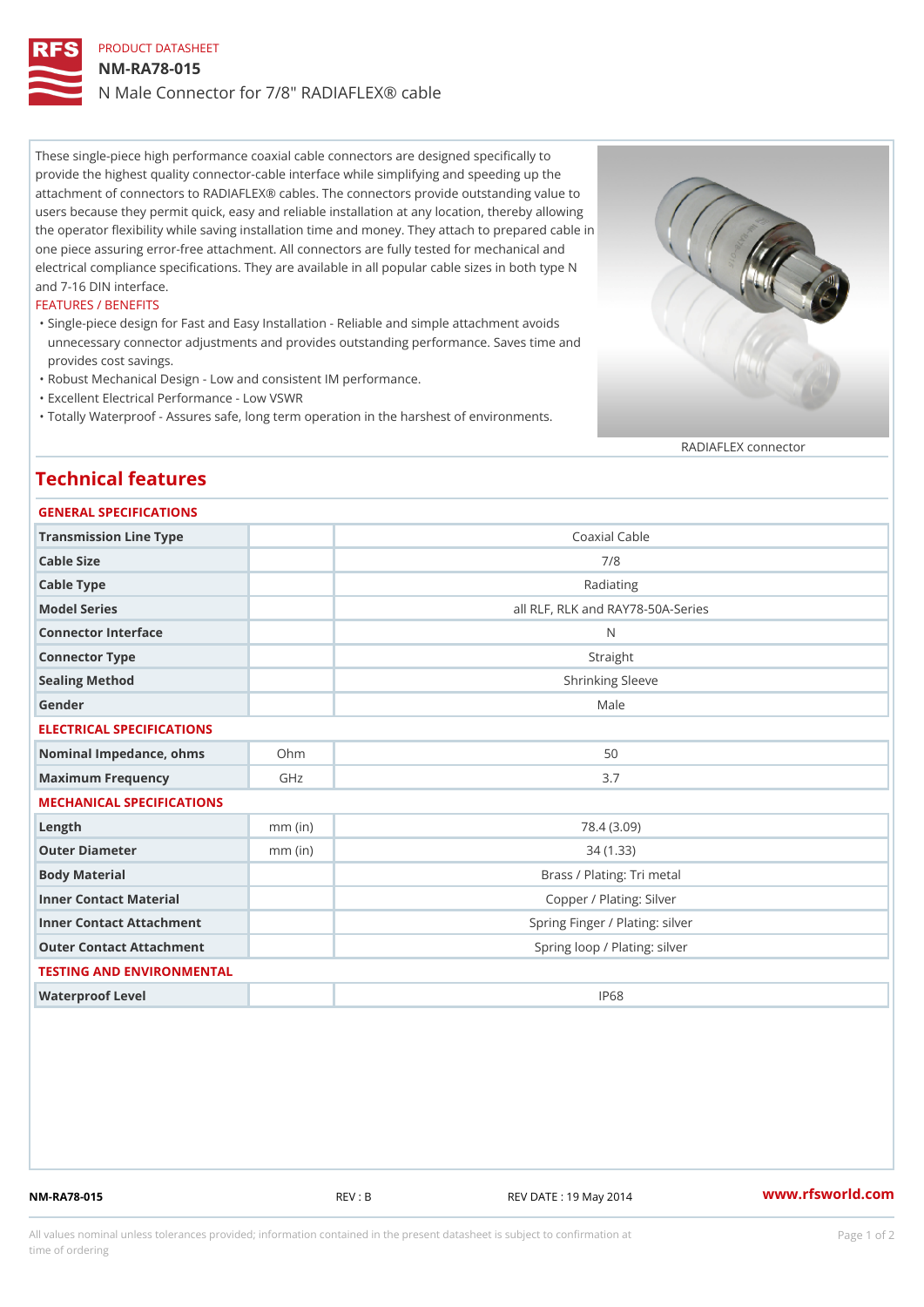PRODUCT DATASHEET

# NM-RA78-015

N Male Connector for 7/8" RADIAFLEX® cable

These single-piece high performance coaxial cable connectors are designed specifically to provide the highest quality connector-cable interface while simplifying and speeding up the attachment of connectors to RADIAFLEX® cables. The connectors provide outstanding value to users because they permit quick, easy and reliable installation at any location, thereby allowing the operator flexibility while saving installation time and money. They attach to prepared cable in one piece assuring error-free attachment. All connectors are fully tested for mechanical and electrical compliance specifications. They are available in all popular cable sizes in both type N and 7-16 DIN interface.

FEATURES / BENEFITS

- Single-piece design for Fast and Easy Installation - Reliable and simple attachment avoids unnecessary connector adjustments and provides outstanding performance. Saves time and provides cost savings.
- Robust Mechanical Design - Low and consistent IM performance.
- Excellent Electrical Performance - Low VSWR
- Totally Waterproof - Assures safe, long term operation in the harshest of environments.

RADIAFLEX connector

## Technical features

### GENERAL SPECIFICATIONS

| Parameter | Unit | Value |
|---|---|---|
| Transmission Line Type | | Coaxial Cable |
| Cable Size | | 7/8 |
| Cable Type | | Radiating |
| Model Series | | all RLF, RLK and RAY78-50A-Series |
| Connector Interface | | N |
| Connector Type | | Straight |
| Sealing Method | | Shrinking Sleeve |
| Gender | | Male |

### ELECTRICAL SPECIFICATIONS

| Parameter | Unit | Value |
|---|---|---|
| Nominal Impedance, ohms | Ohm | 50 |
| Maximum Frequency | GHz | 3.7 |

### MECHANICAL SPECIFICATIONS

| Parameter | Unit | Value |
|---|---|---|
| Length | mm (in) | 78.4 (3.09) |
| Outer Diameter | mm (in) | 34 (1.33) |
| Body Material | | Brass / Plating: Tri metal |
| Inner Contact Material | | Copper / Plating: Silver |
| Inner Contact Attachment | | Spring Finger / Plating: silver |
| Outer Contact Attachment | | Spring loop / Plating: silver |

### TESTING AND ENVIRONMENTAL

| Parameter | Unit | Value |
|---|---|---|
| Waterproof Level | | IP68 |

NM-RA78-015 REV : B REV DATE : 19 May 2014 www.rfsworld.com

All values nominal unless tolerances provided; information contained in the present datasheet is subject to confirmation at time of ordering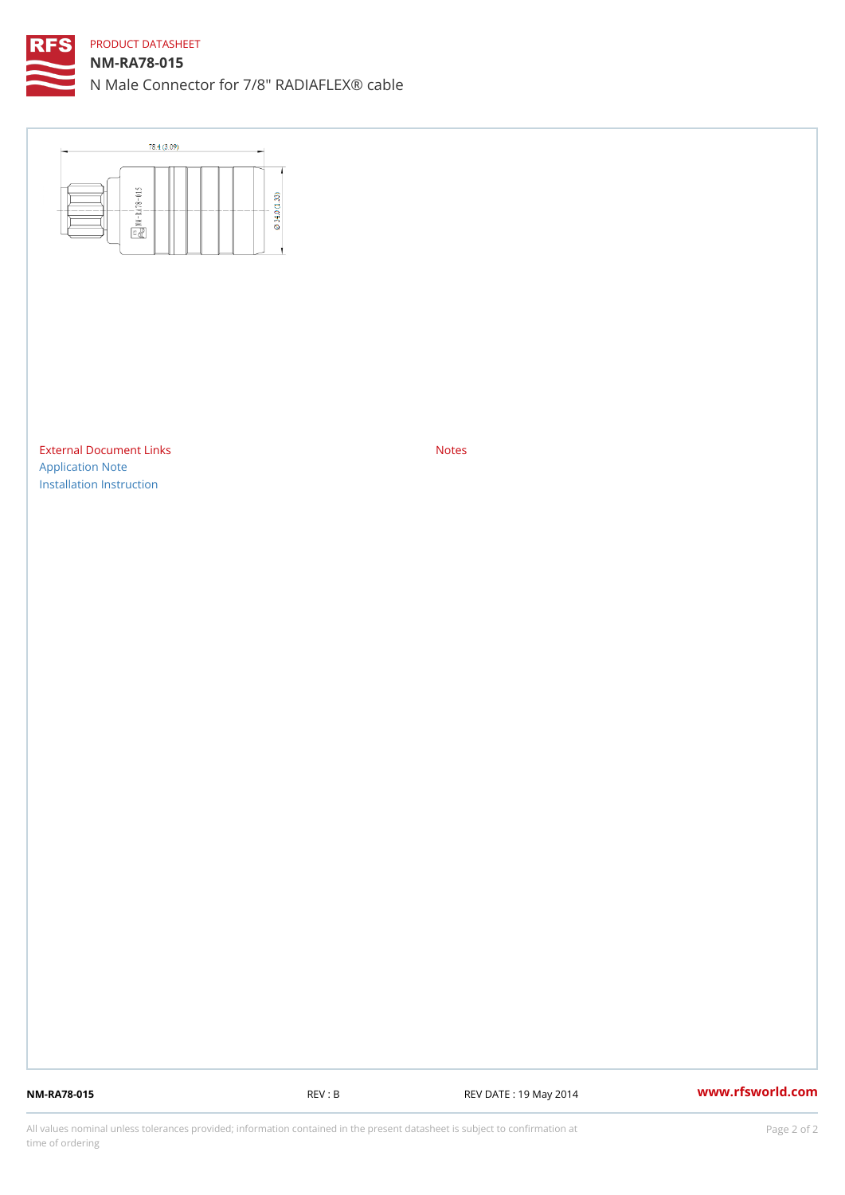PRODUCT DATASHEET

# NM-RA78-015

N Male Connector for 7/8" RADIAFLEX® cable

78.4 (3.09)

NM-RA78-015

Ø 34.0 (1.33)

External Document Links

Application Note

Installation Instruction

Notes

NM-RA78-015 REV : B REV DATE : 19 May 2014 www.rfsworld.com

All values nominal unless tolerances provided; information contained in the present datasheet is subject to confirmation at time of ordering